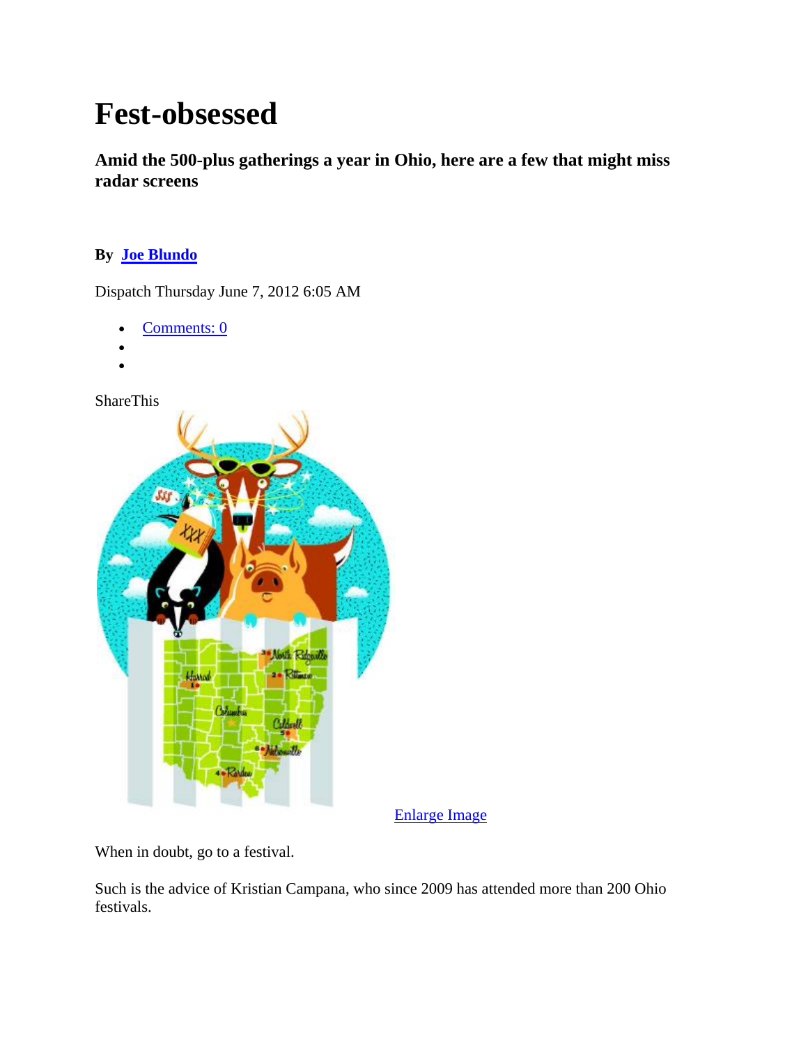# Fest-obsessed

### Amid the 500-plus gatherings a year in Ohio, here are a few that might miss radar screens

**By Joe Blundo**

Dispatch Thursday June 7, 2012 6:05 AM

- Comments: 0
- 
- 

ShareThis

Enlarge Image

When in doubt, go to a festival.

Such is the advice of Kristian Campana, who since 2009 has attended more than 200 Ohio festivals.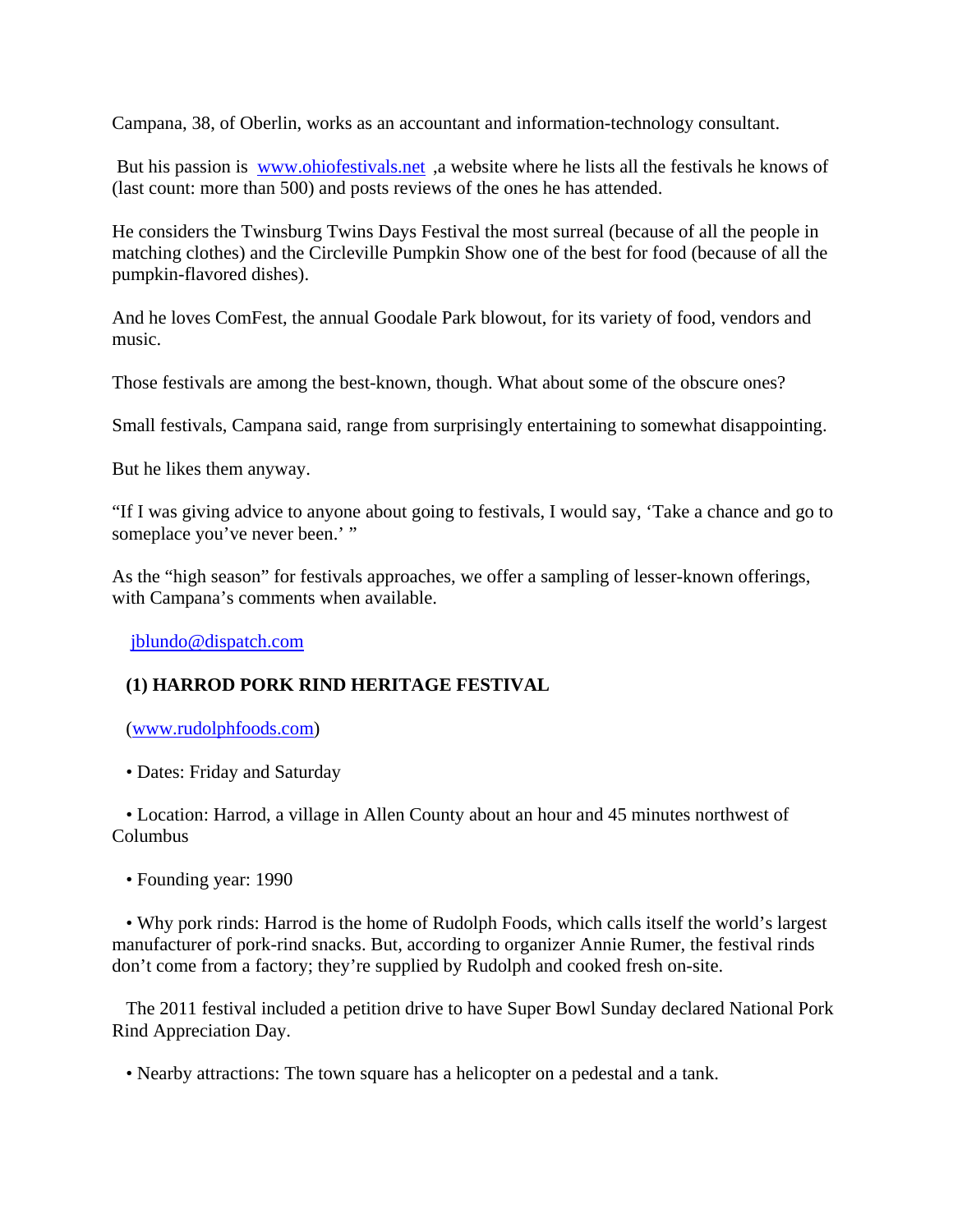Campana, 38, of Oberlin, works as an accountant and information-technology consultant.

But his passion is www.ohiofestivals.net ,a website where he lists all the festivals he knows of (last count: more than 500) and posts reviews of the ones he has attended.

He considers the Twinsburg Twins Days Festival the most surreal (because of all the people in matching clothes) and the Circleville Pumpkin Show one of the best for food (because of all the pumpkin-flavored dishes).

And he loves ComFest, the annual Goodale Park blowout, for its variety of food, vendors and music.

Those festivals are among the best-known, though. What about some of the obscure ones?

Small festivals, Campana said, range from surprisingly entertaining to somewhat disappointing.

But he likes them anyway.

“If I was giving advice to anyone about going to festivals, I would say, ‘Take a chance and go to someplace you’ve never been.’ ”

As the “high season” for festivals approaches, we offer a sampling of lesser-known offerings, with Campana’s comments when available.

jblundo@dispatch.com

**(1) HARROD PORK RIND HERITAGE FESTIVAL**

(www.rudolphfoods.com)

• Dates: Friday and Saturday

• Location: Harrod, a village in Allen County about an hour and 45 minutes northwest of Columbus

• Founding year: 1990

• Why pork rinds: Harrod is the home of Rudolph Foods, which calls itself the world’s largest manufacturer of pork-rind snacks. But, according to organizer Annie Rumer, the festival rinds don’t come from a factory; they’re supplied by Rudolph and cooked fresh on-site.

The 2011 festival included a petition drive to have Super Bowl Sunday declared National Pork Rind Appreciation Day.

• Nearby attractions: The town square has a helicopter on a pedestal and a tank.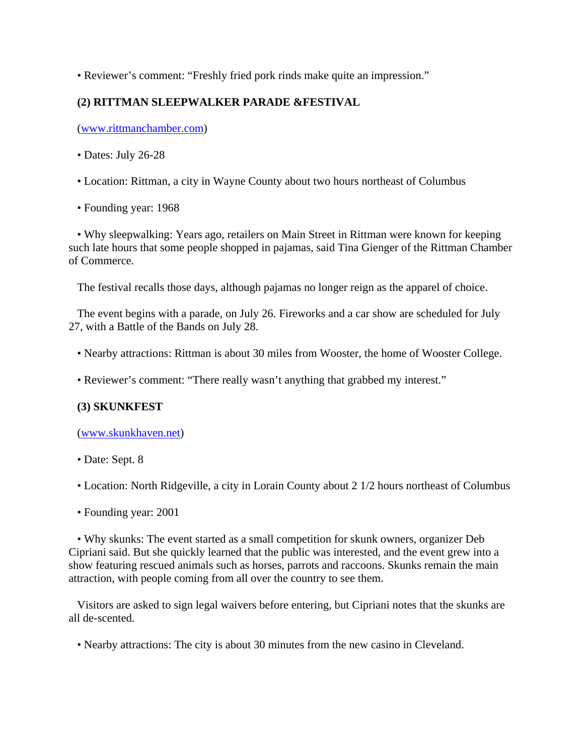• Reviewer's comment: "Freshly fried pork rinds make quite an impression."

**(2) RITTMAN SLEEPWALKER PARADE &FESTIVAL**

(www.rittmanchamber.com)

• Dates: July 26-28

• Location: Rittman, a city in Wayne County about two hours northeast of Columbus

• Founding year: 1968

• Why sleepwalking: Years ago, retailers on Main Street in Rittman were known for keeping such late hours that some people shopped in pajamas, said Tina Gienger of the Rittman Chamber of Commerce.

The festival recalls those days, although pajamas no longer reign as the apparel of choice.

The event begins with a parade, on July 26. Fireworks and a car show are scheduled for July 27, with a Battle of the Bands on July 28.

• Nearby attractions: Rittman is about 30 miles from Wooster, the home of Wooster College.

• Reviewer's comment: "There really wasn't anything that grabbed my interest."

**(3) SKUNKFEST**

(www.skunkhaven.net)

• Date: Sept. 8

• Location: North Ridgeville, a city in Lorain County about 2 1/2 hours northeast of Columbus

• Founding year: 2001

• Why skunks: The event started as a small competition for skunk owners, organizer Deb Cipriani said. But she quickly learned that the public was interested, and the event grew into a show featuring rescued animals such as horses, parrots and raccoons. Skunks remain the main attraction, with people coming from all over the country to see them.

Visitors are asked to sign legal waivers before entering, but Cipriani notes that the skunks are all de-scented.

• Nearby attractions: The city is about 30 minutes from the new casino in Cleveland.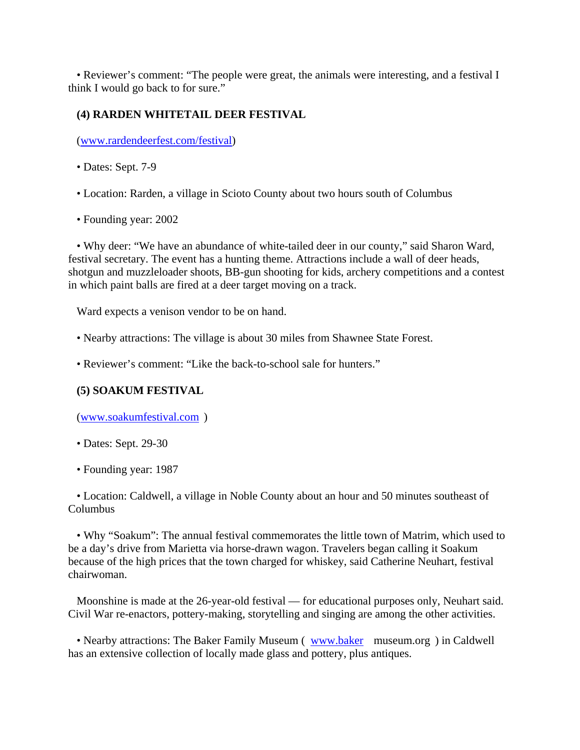• Reviewer's comment: "The people were great, the animals were interesting, and a festival I think I would go back to for sure."

**(4) RARDEN WHITETAIL DEER FESTIVAL**

(www.rardendeerfest.com/festival)

• Dates: Sept. 7-9

• Location: Rarden, a village in Scioto County about two hours south of Columbus

• Founding year: 2002

• Why deer: "We have an abundance of white-tailed deer in our county," said Sharon Ward, festival secretary. The event has a hunting theme. Attractions include a wall of deer heads, shotgun and muzzleloader shoots, BB-gun shooting for kids, archery competitions and a contest in which paint balls are fired at a deer target moving on a track.

Ward expects a venison vendor to be on hand.

• Nearby attractions: The village is about 30 miles from Shawnee State Forest.

• Reviewer's comment: "Like the back-to-school sale for hunters."

**(5) SOAKUM FESTIVAL**

(www.soakumfestival.com )

• Dates: Sept. 29-30

• Founding year: 1987

• Location: Caldwell, a village in Noble County about an hour and 50 minutes southeast of Columbus

• Why "Soakum": The annual festival commemorates the little town of Matrim, which used to be a day's drive from Marietta via horse-drawn wagon. Travelers began calling it Soakum because of the high prices that the town charged for whiskey, said Catherine Neuhart, festival chairwoman.

Moonshine is made at the 26-year-old festival — for educational purposes only, Neuhart said. Civil War re-enactors, pottery-making, storytelling and singing are among the other activities.

• Nearby attractions: The Baker Family Museum ( www.baker museum.org ) in Caldwell has an extensive collection of locally made glass and pottery, plus antiques.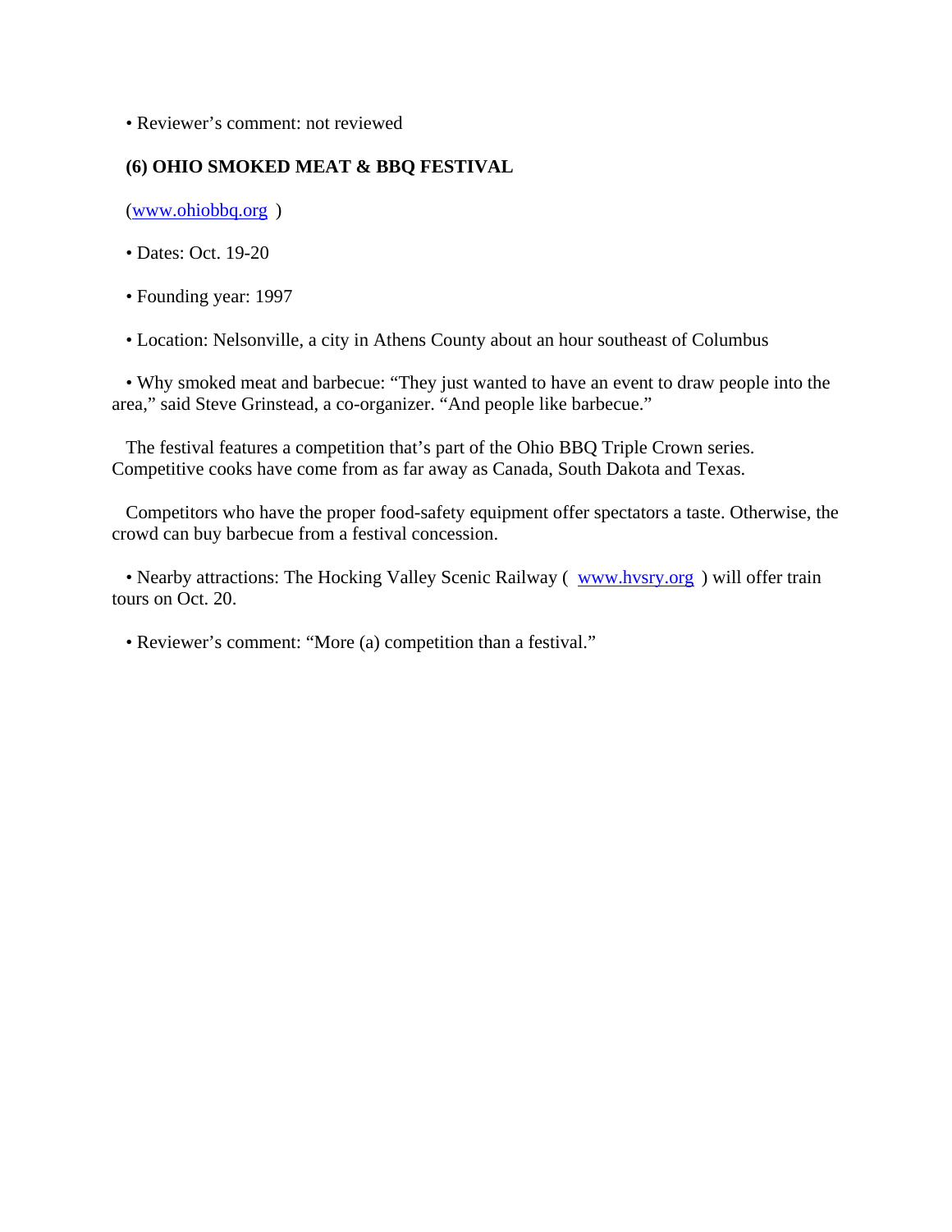• Reviewer's comment: not reviewed

**(6) OHIO SMOKED MEAT & BBQ FESTIVAL**

(www.ohiobbq.org )

• Dates: Oct. 19-20

• Founding year: 1997

• Location: Nelsonville, a city in Athens County about an hour southeast of Columbus

• Why smoked meat and barbecue: "They just wanted to have an event to draw people into the area," said Steve Grinstead, a co-organizer. "And people like barbecue."

The festival features a competition that's part of the Ohio BBQ Triple Crown series. Competitive cooks have come from as far away as Canada, South Dakota and Texas.

Competitors who have the proper food-safety equipment offer spectators a taste. Otherwise, the crowd can buy barbecue from a festival concession.

• Nearby attractions: The Hocking Valley Scenic Railway ( www.hvsry.org ) will offer train tours on Oct. 20.

• Reviewer's comment: "More (a) competition than a festival."